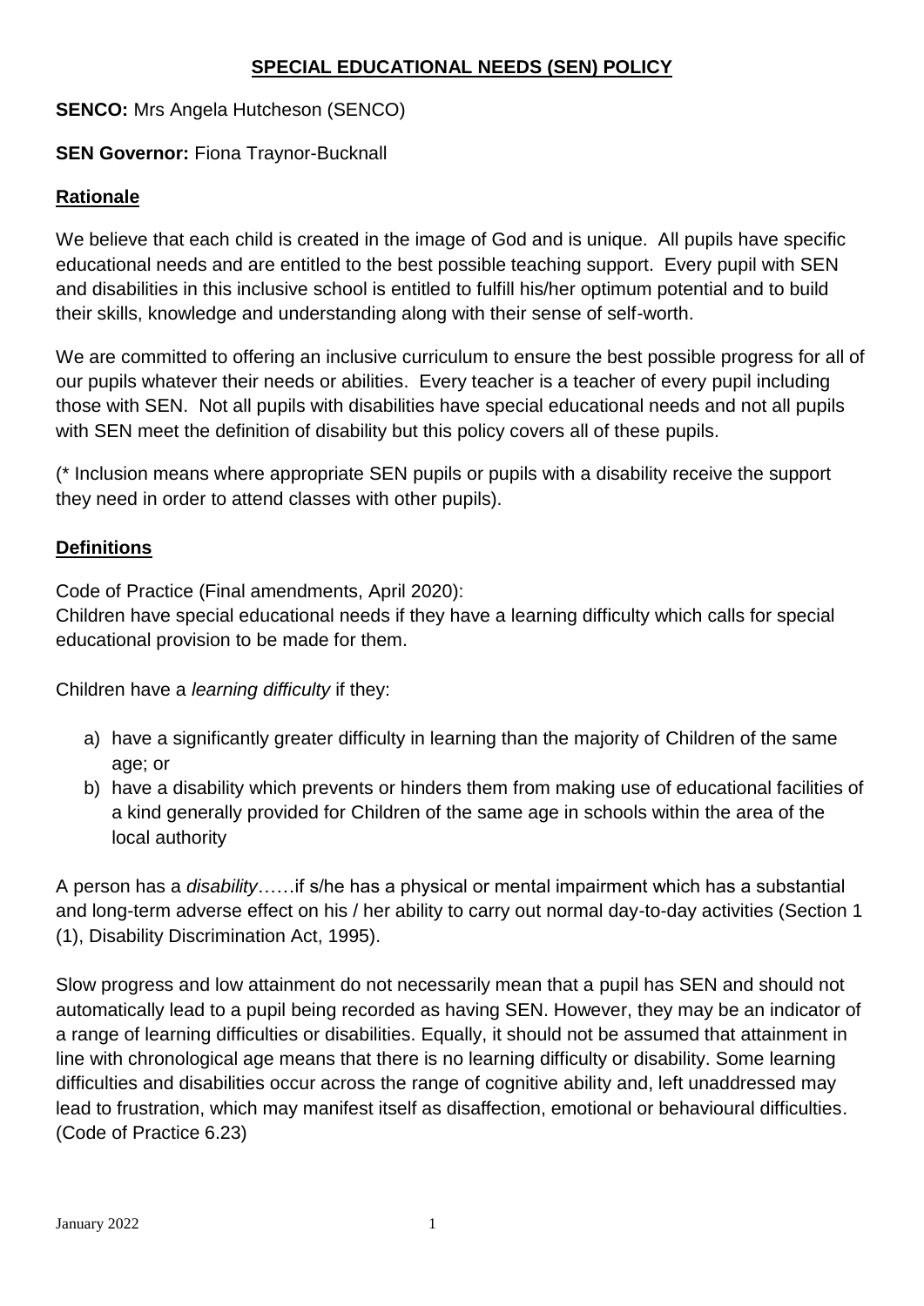# SPECIAL EDUCATIONAL NEEDS (SEN) POLICY

**SENCO:** Mrs Angela Hutcheson (SENCO)

**SEN Governor:** Fiona Traynor-Bucknall

## Rationale

We believe that each child is created in the image of God and is unique. All pupils have specific educational needs and are entitled to the best possible teaching support. Every pupil with SEN and disabilities in this inclusive school is entitled to fulfill his/her optimum potential and to build their skills, knowledge and understanding along with their sense of self-worth.

We are committed to offering an inclusive curriculum to ensure the best possible progress for all of our pupils whatever their needs or abilities. Every teacher is a teacher of every pupil including those with SEN. Not all pupils with disabilities have special educational needs and not all pupils with SEN meet the definition of disability but this policy covers all of these pupils.

(* Inclusion means where appropriate SEN pupils or pupils with a disability receive the support they need in order to attend classes with other pupils).

## Definitions

Code of Practice (Final amendments, April 2020):
Children have special educational needs if they have a learning difficulty which calls for special educational provision to be made for them.

Children have a *learning difficulty* if they:

a) have a significantly greater difficulty in learning than the majority of Children of the same age; or
b) have a disability which prevents or hinders them from making use of educational facilities of a kind generally provided for Children of the same age in schools within the area of the local authority

A person has a *disability*……if s/he has a physical or mental impairment which has a substantial and long-term adverse effect on his / her ability to carry out normal day-to-day activities (Section 1 (1), Disability Discrimination Act, 1995).

Slow progress and low attainment do not necessarily mean that a pupil has SEN and should not automatically lead to a pupil being recorded as having SEN. However, they may be an indicator of a range of learning difficulties or disabilities. Equally, it should not be assumed that attainment in line with chronological age means that there is no learning difficulty or disability. Some learning difficulties and disabilities occur across the range of cognitive ability and, left unaddressed may lead to frustration, which may manifest itself as disaffection, emotional or behavioural difficulties. (Code of Practice 6.23)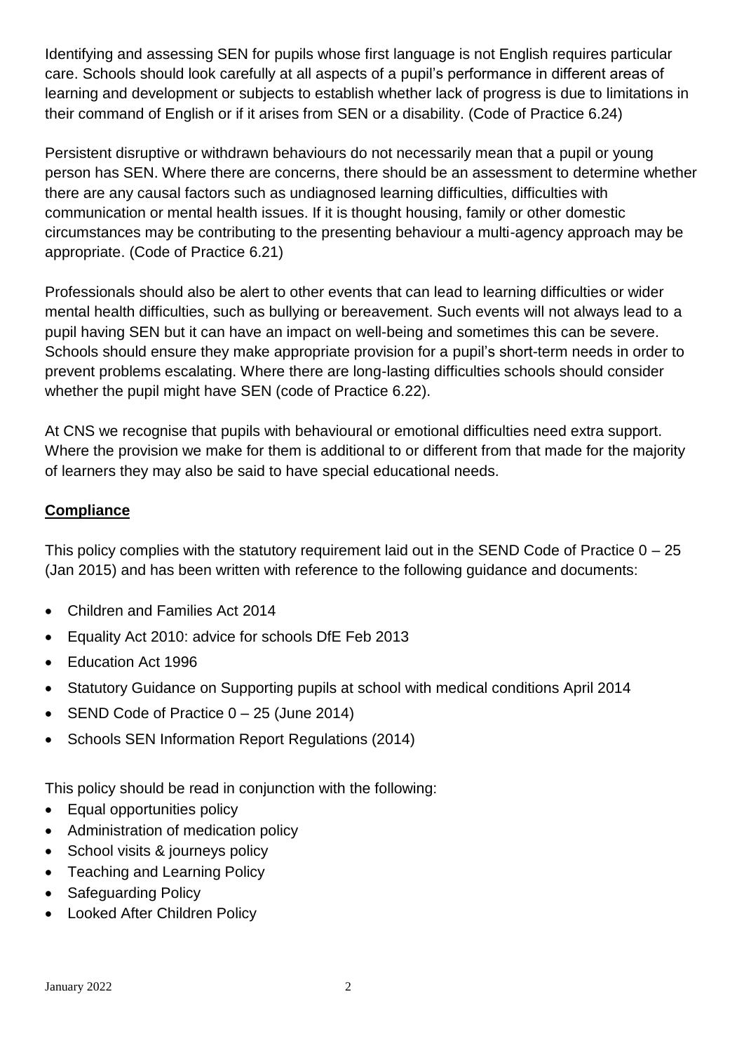Identifying and assessing SEN for pupils whose first language is not English requires particular care. Schools should look carefully at all aspects of a pupil's performance in different areas of learning and development or subjects to establish whether lack of progress is due to limitations in their command of English or if it arises from SEN or a disability. (Code of Practice 6.24)

Persistent disruptive or withdrawn behaviours do not necessarily mean that a pupil or young person has SEN. Where there are concerns, there should be an assessment to determine whether there are any causal factors such as undiagnosed learning difficulties, difficulties with communication or mental health issues. If it is thought housing, family or other domestic circumstances may be contributing to the presenting behaviour a multi-agency approach may be appropriate. (Code of Practice 6.21)

Professionals should also be alert to other events that can lead to learning difficulties or wider mental health difficulties, such as bullying or bereavement. Such events will not always lead to a pupil having SEN but it can have an impact on well-being and sometimes this can be severe. Schools should ensure they make appropriate provision for a pupil's short-term needs in order to prevent problems escalating. Where there are long-lasting difficulties schools should consider whether the pupil might have SEN (code of Practice 6.22).

At CNS we recognise that pupils with behavioural or emotional difficulties need extra support. Where the provision we make for them is additional to or different from that made for the majority of learners they may also be said to have special educational needs.

## **Compliance**

This policy complies with the statutory requirement laid out in the SEND Code of Practice 0 – 25 (Jan 2015) and has been written with reference to the following guidance and documents:

- Children and Families Act 2014
- Equality Act 2010: advice for schools DfE Feb 2013
- Education Act 1996
- Statutory Guidance on Supporting pupils at school with medical conditions April 2014
- SEND Code of Practice 0 – 25 (June 2014)
- Schools SEN Information Report Regulations (2014)

This policy should be read in conjunction with the following:

- Equal opportunities policy
- Administration of medication policy
- School visits & journeys policy
- Teaching and Learning Policy
- Safeguarding Policy
- Looked After Children Policy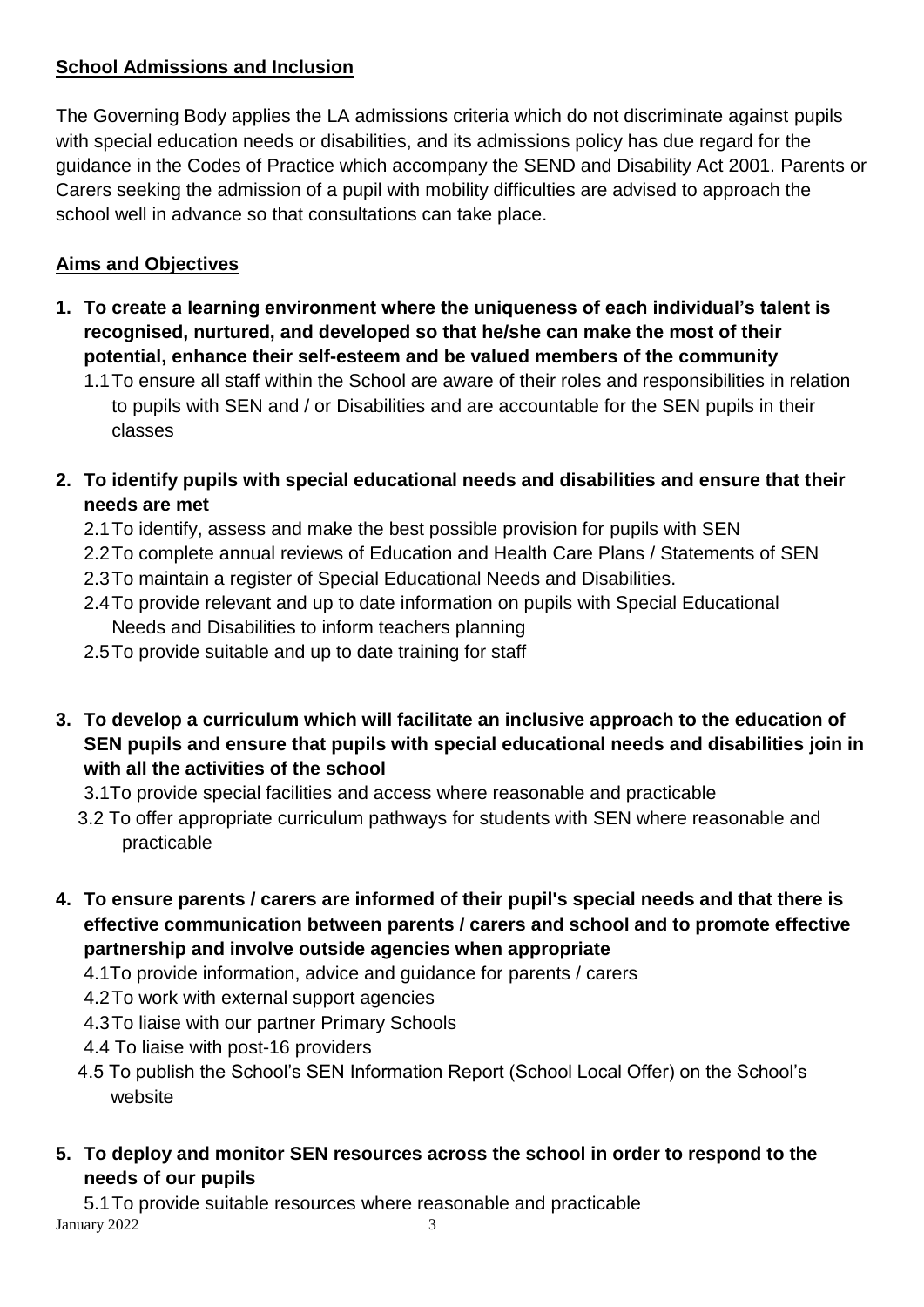## School Admissions and Inclusion

The Governing Body applies the LA admissions criteria which do not discriminate against pupils with special education needs or disabilities, and its admissions policy has due regard for the guidance in the Codes of Practice which accompany the SEND and Disability Act 2001. Parents or Carers seeking the admission of a pupil with mobility difficulties are advised to approach the school well in advance so that consultations can take place.

## Aims and Objectives

1. **To create a learning environment where the uniqueness of each individual's talent is recognised, nurtured, and developed so that he/she can make the most of their potential, enhance their self-esteem and be valued members of the community**
   - 1.1 To ensure all staff within the School are aware of their roles and responsibilities in relation to pupils with SEN and / or Disabilities and are accountable for the SEN pupils in their classes

2. **To identify pupils with special educational needs and disabilities and ensure that their needs are met**
   - 2.1 To identify, assess and make the best possible provision for pupils with SEN
   - 2.2 To complete annual reviews of Education and Health Care Plans / Statements of SEN
   - 2.3 To maintain a register of Special Educational Needs and Disabilities.
   - 2.4 To provide relevant and up to date information on pupils with Special Educational Needs and Disabilities to inform teachers planning
   - 2.5 To provide suitable and up to date training for staff

3. **To develop a curriculum which will facilitate an inclusive approach to the education of SEN pupils and ensure that pupils with special educational needs and disabilities join in with all the activities of the school**
   - 3.1 To provide special facilities and access where reasonable and practicable
   - 3.2 To offer appropriate curriculum pathways for students with SEN where reasonable and practicable

4. **To ensure parents / carers are informed of their pupil's special needs and that there is effective communication between parents / carers and school and to promote effective partnership and involve outside agencies when appropriate**
   - 4.1 To provide information, advice and guidance for parents / carers
   - 4.2 To work with external support agencies
   - 4.3 To liaise with our partner Primary Schools
   - 4.4 To liaise with post-16 providers
   - 4.5 To publish the School's SEN Information Report (School Local Offer) on the School's website

5. **To deploy and monitor SEN resources across the school in order to respond to the needs of our pupils**
   - 5.1 To provide suitable resources where reasonable and practicable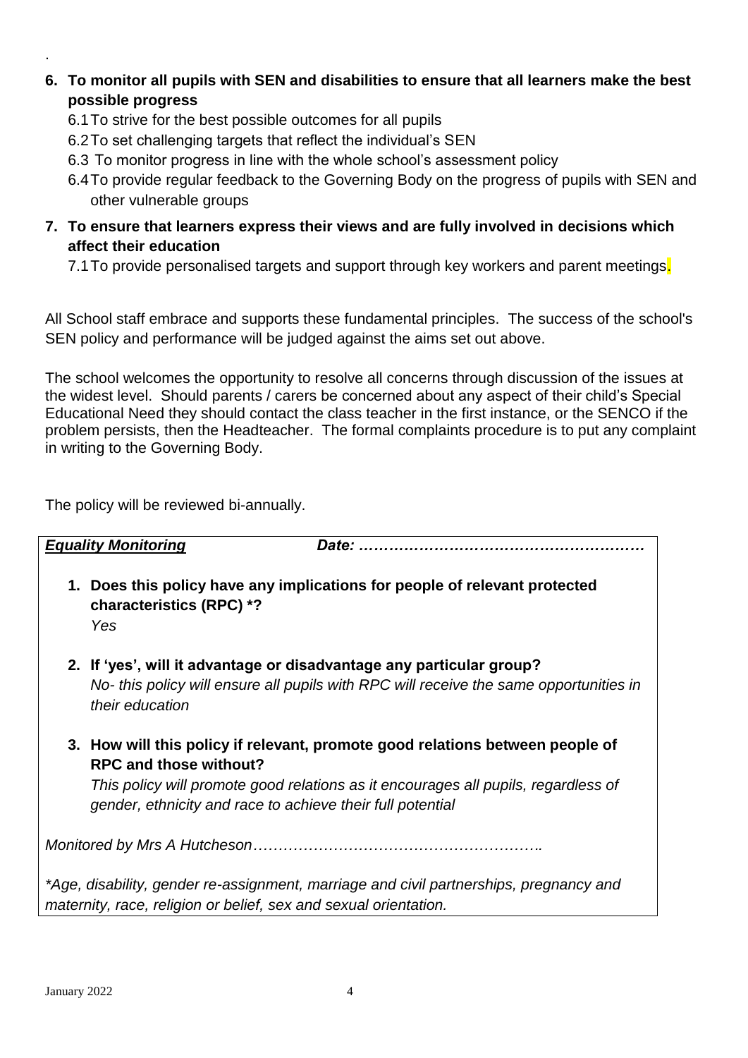6. **To monitor all pupils with SEN and disabilities to ensure that all learners make the best possible progress**
   - 6.1 To strive for the best possible outcomes for all pupils
   - 6.2 To set challenging targets that reflect the individual's SEN
   - 6.3 To monitor progress in line with the whole school's assessment policy
   - 6.4 To provide regular feedback to the Governing Body on the progress of pupils with SEN and other vulnerable groups
7. **To ensure that learners express their views and are fully involved in decisions which affect their education**
   - 7.1 To provide personalised targets and support through key workers and parent meetings.

All School staff embrace and supports these fundamental principles. The success of the school's SEN policy and performance will be judged against the aims set out above.

The school welcomes the opportunity to resolve all concerns through discussion of the issues at the widest level. Should parents / carers be concerned about any aspect of their child's Special Educational Need they should contact the class teacher in the first instance, or the SENCO if the problem persists, then the Headteacher. The formal complaints procedure is to put any complaint in writing to the Governing Body.

The policy will be reviewed bi-annually.

***Equality Monitoring*** ***Date: ………………………………………………***

1. **Does this policy have any implications for people of relevant protected characteristics (RPC) \*?**
   *Yes*
2. **If 'yes', will it advantage or disadvantage any particular group?**
   *No- this policy will ensure all pupils with RPC will receive the same opportunities in their education*
3. **How will this policy if relevant, promote good relations between people of RPC and those without?**
   *This policy will promote good relations as it encourages all pupils, regardless of gender, ethnicity and race to achieve their full potential*

*Monitored by Mrs A Hutcheson…………………………………………………..*

*\*Age, disability, gender re-assignment, marriage and civil partnerships, pregnancy and maternity, race, religion or belief, sex and sexual orientation.*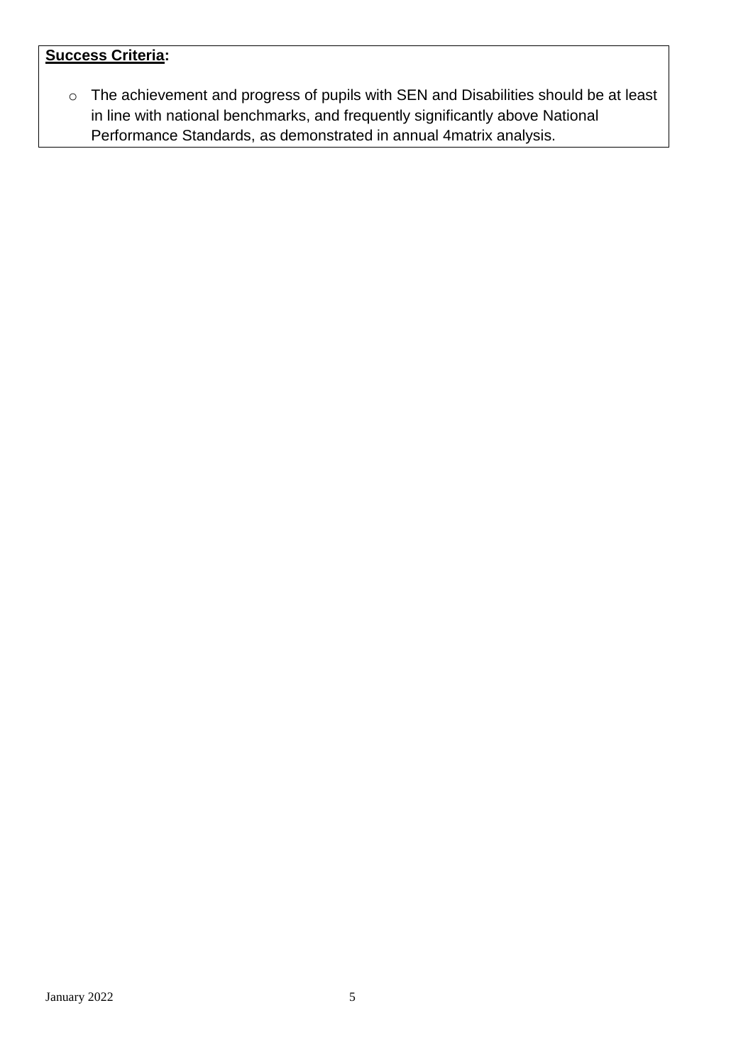**Success Criteria:**

- The achievement and progress of pupils with SEN and Disabilities should be at least in line with national benchmarks, and frequently significantly above National Performance Standards, as demonstrated in annual 4matrix analysis.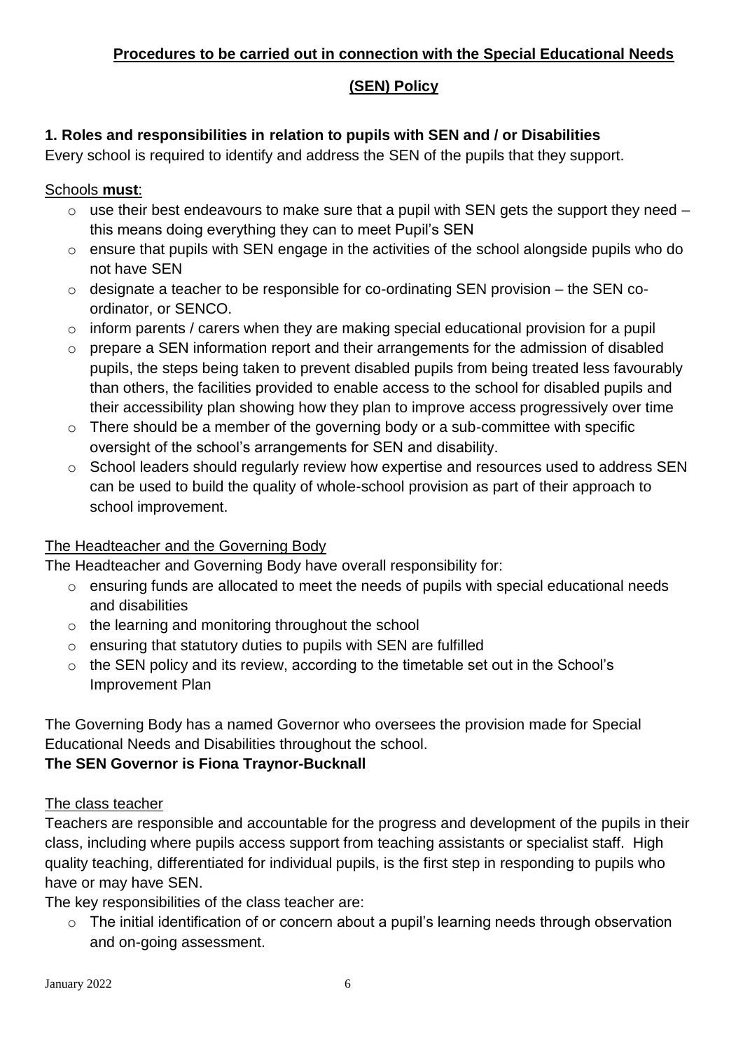**Procedures to be carried out in connection with the Special Educational Needs (SEN) Policy**

**1. Roles and responsibilities in relation to pupils with SEN and / or Disabilities**

Every school is required to identify and address the SEN of the pupils that they support.

Schools **must**:

- use their best endeavours to make sure that a pupil with SEN gets the support they need – this means doing everything they can to meet Pupil's SEN
- ensure that pupils with SEN engage in the activities of the school alongside pupils who do not have SEN
- designate a teacher to be responsible for co-ordinating SEN provision – the SEN co-ordinator, or SENCO.
- inform parents / carers when they are making special educational provision for a pupil
- prepare a SEN information report and their arrangements for the admission of disabled pupils, the steps being taken to prevent disabled pupils from being treated less favourably than others, the facilities provided to enable access to the school for disabled pupils and their accessibility plan showing how they plan to improve access progressively over time
- There should be a member of the governing body or a sub-committee with specific oversight of the school's arrangements for SEN and disability.
- School leaders should regularly review how expertise and resources used to address SEN can be used to build the quality of whole-school provision as part of their approach to school improvement.

The Headteacher and the Governing Body

The Headteacher and Governing Body have overall responsibility for:

- ensuring funds are allocated to meet the needs of pupils with special educational needs and disabilities
- the learning and monitoring throughout the school
- ensuring that statutory duties to pupils with SEN are fulfilled
- the SEN policy and its review, according to the timetable set out in the School's Improvement Plan

The Governing Body has a named Governor who oversees the provision made for Special Educational Needs and Disabilities throughout the school.

**The SEN Governor is Fiona Traynor-Bucknall**

The class teacher

Teachers are responsible and accountable for the progress and development of the pupils in their class, including where pupils access support from teaching assistants or specialist staff. High quality teaching, differentiated for individual pupils, is the first step in responding to pupils who have or may have SEN.

The key responsibilities of the class teacher are:

- The initial identification of or concern about a pupil's learning needs through observation and on-going assessment.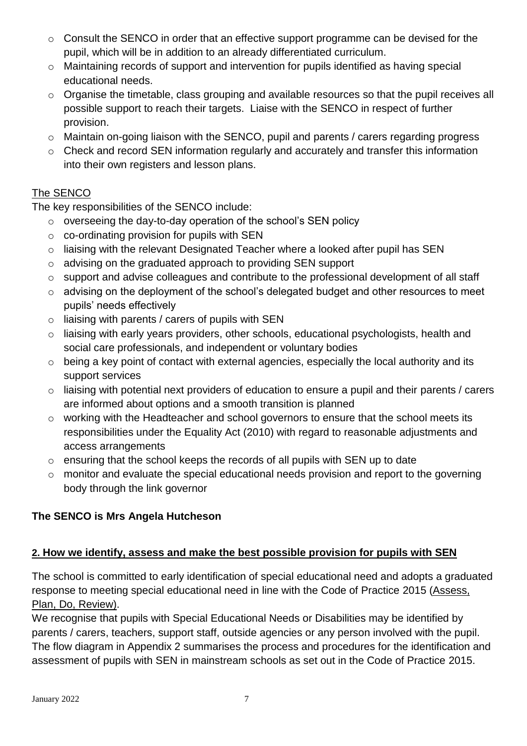- Consult the SENCO in order that an effective support programme can be devised for the pupil, which will be in addition to an already differentiated curriculum.
- Maintaining records of support and intervention for pupils identified as having special educational needs.
- Organise the timetable, class grouping and available resources so that the pupil receives all possible support to reach their targets. Liaise with the SENCO in respect of further provision.
- Maintain on-going liaison with the SENCO, pupil and parents / carers regarding progress
- Check and record SEN information regularly and accurately and transfer this information into their own registers and lesson plans.

The SENCO

The key responsibilities of the SENCO include:

- overseeing the day-to-day operation of the school's SEN policy
- co-ordinating provision for pupils with SEN
- liaising with the relevant Designated Teacher where a looked after pupil has SEN
- advising on the graduated approach to providing SEN support
- support and advise colleagues and contribute to the professional development of all staff
- advising on the deployment of the school's delegated budget and other resources to meet pupils' needs effectively
- liaising with parents / carers of pupils with SEN
- liaising with early years providers, other schools, educational psychologists, health and social care professionals, and independent or voluntary bodies
- being a key point of contact with external agencies, especially the local authority and its support services
- liaising with potential next providers of education to ensure a pupil and their parents / carers are informed about options and a smooth transition is planned
- working with the Headteacher and school governors to ensure that the school meets its responsibilities under the Equality Act (2010) with regard to reasonable adjustments and access arrangements
- ensuring that the school keeps the records of all pupils with SEN up to date
- monitor and evaluate the special educational needs provision and report to the governing body through the link governor

**The SENCO is Mrs Angela Hutcheson**

## 2. How we identify, assess and make the best possible provision for pupils with SEN

The school is committed to early identification of special educational need and adopts a graduated response to meeting special educational need in line with the Code of Practice 2015 (Assess, Plan, Do, Review).

We recognise that pupils with Special Educational Needs or Disabilities may be identified by parents / carers, teachers, support staff, outside agencies or any person involved with the pupil. The flow diagram in Appendix 2 summarises the process and procedures for the identification and assessment of pupils with SEN in mainstream schools as set out in the Code of Practice 2015.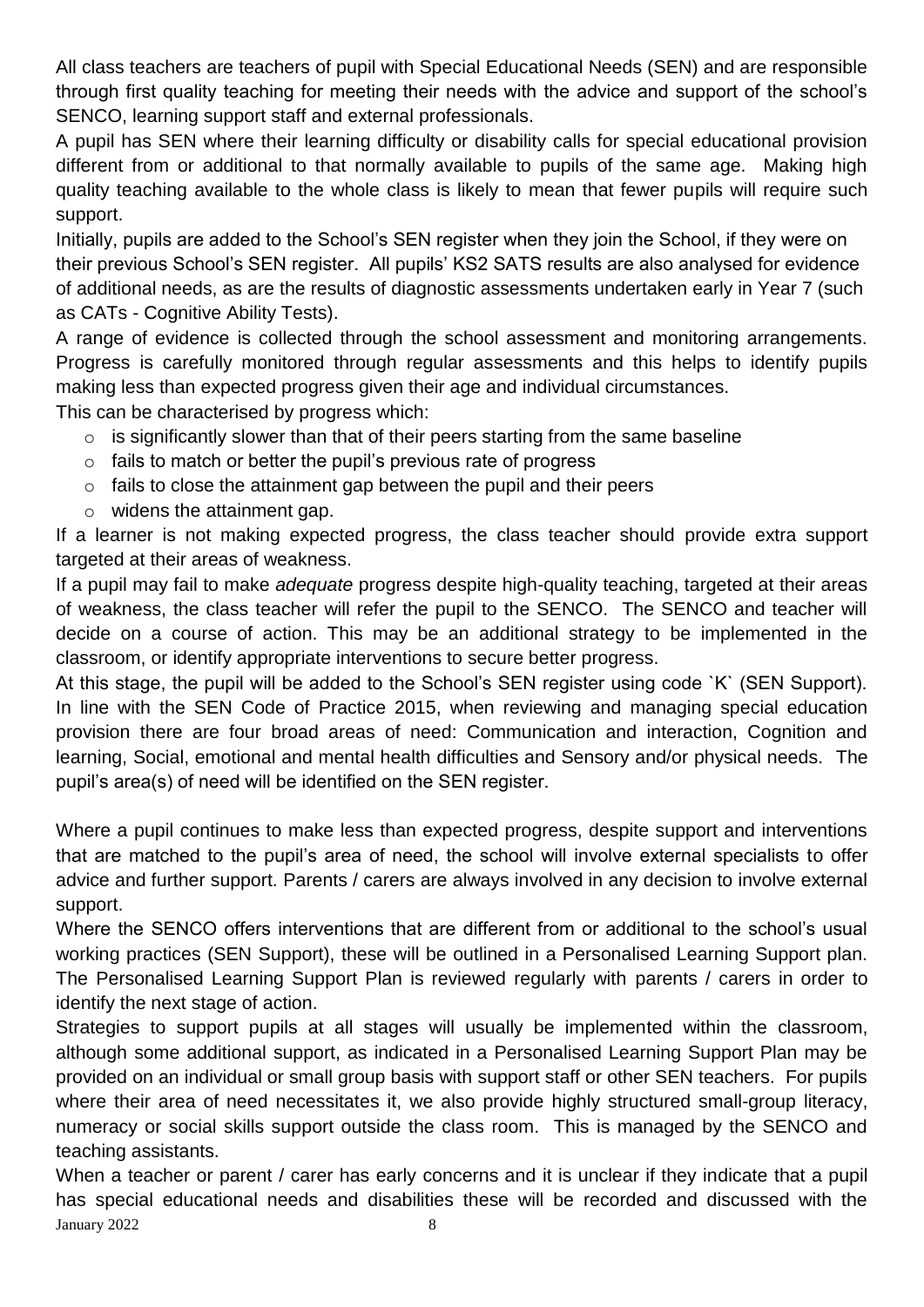All class teachers are teachers of pupil with Special Educational Needs (SEN) and are responsible through first quality teaching for meeting their needs with the advice and support of the school's SENCO, learning support staff and external professionals.

A pupil has SEN where their learning difficulty or disability calls for special educational provision different from or additional to that normally available to pupils of the same age. Making high quality teaching available to the whole class is likely to mean that fewer pupils will require such support.

Initially, pupils are added to the School's SEN register when they join the School, if they were on their previous School's SEN register. All pupils' KS2 SATS results are also analysed for evidence of additional needs, as are the results of diagnostic assessments undertaken early in Year 7 (such as CATs - Cognitive Ability Tests).

A range of evidence is collected through the school assessment and monitoring arrangements. Progress is carefully monitored through regular assessments and this helps to identify pupils making less than expected progress given their age and individual circumstances.

This can be characterised by progress which:

- is significantly slower than that of their peers starting from the same baseline
- fails to match or better the pupil's previous rate of progress
- fails to close the attainment gap between the pupil and their peers
- widens the attainment gap.

If a learner is not making expected progress, the class teacher should provide extra support targeted at their areas of weakness.

If a pupil may fail to make *adequate* progress despite high-quality teaching, targeted at their areas of weakness, the class teacher will refer the pupil to the SENCO. The SENCO and teacher will decide on a course of action. This may be an additional strategy to be implemented in the classroom, or identify appropriate interventions to secure better progress.

At this stage, the pupil will be added to the School's SEN register using code `K` (SEN Support). In line with the SEN Code of Practice 2015, when reviewing and managing special education provision there are four broad areas of need: Communication and interaction, Cognition and learning, Social, emotional and mental health difficulties and Sensory and/or physical needs. The pupil's area(s) of need will be identified on the SEN register.

Where a pupil continues to make less than expected progress, despite support and interventions that are matched to the pupil's area of need, the school will involve external specialists to offer advice and further support. Parents / carers are always involved in any decision to involve external support.

Where the SENCO offers interventions that are different from or additional to the school's usual working practices (SEN Support), these will be outlined in a Personalised Learning Support plan. The Personalised Learning Support Plan is reviewed regularly with parents / carers in order to identify the next stage of action.

Strategies to support pupils at all stages will usually be implemented within the classroom, although some additional support, as indicated in a Personalised Learning Support Plan may be provided on an individual or small group basis with support staff or other SEN teachers. For pupils where their area of need necessitates it, we also provide highly structured small-group literacy, numeracy or social skills support outside the class room. This is managed by the SENCO and teaching assistants.

When a teacher or parent / carer has early concerns and it is unclear if they indicate that a pupil has special educational needs and disabilities these will be recorded and discussed with the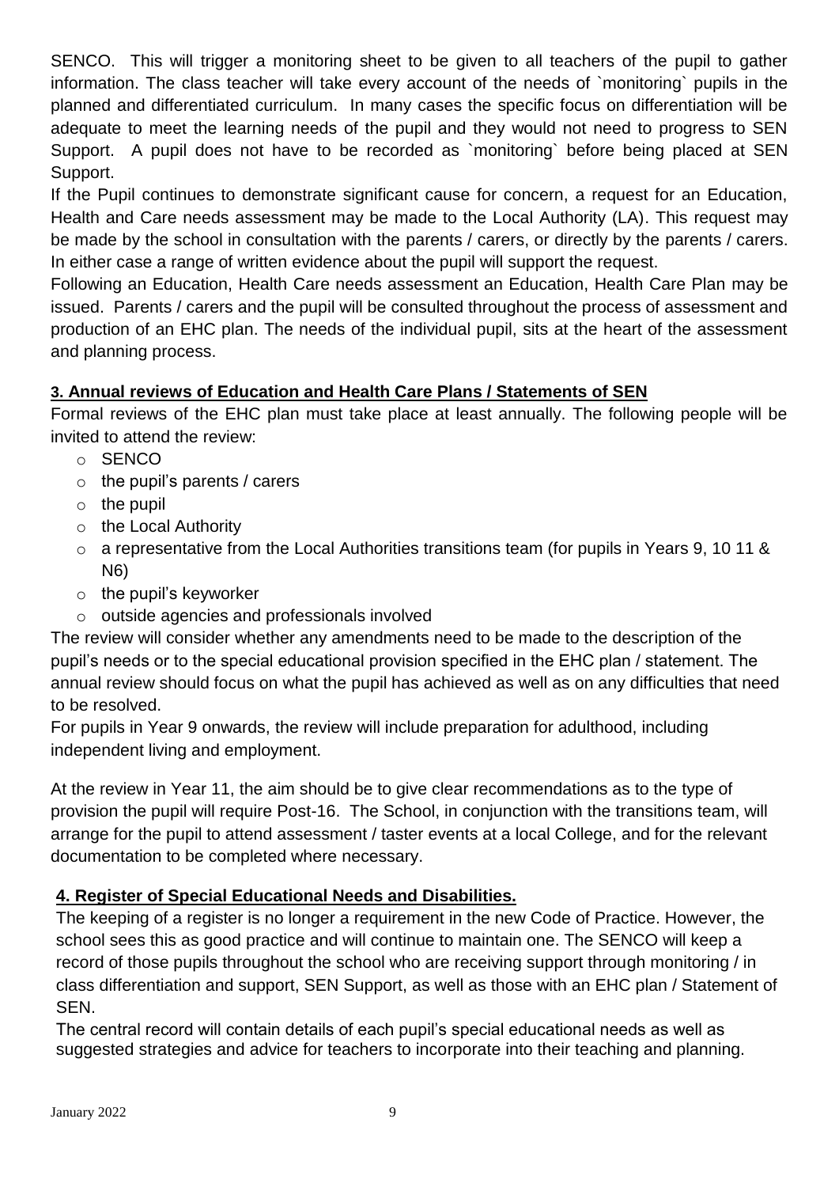SENCO. This will trigger a monitoring sheet to be given to all teachers of the pupil to gather information. The class teacher will take every account of the needs of `monitoring` pupils in the planned and differentiated curriculum. In many cases the specific focus on differentiation will be adequate to meet the learning needs of the pupil and they would not need to progress to SEN Support. A pupil does not have to be recorded as `monitoring` before being placed at SEN Support.

If the Pupil continues to demonstrate significant cause for concern, a request for an Education, Health and Care needs assessment may be made to the Local Authority (LA). This request may be made by the school in consultation with the parents / carers, or directly by the parents / carers. In either case a range of written evidence about the pupil will support the request.

Following an Education, Health Care needs assessment an Education, Health Care Plan may be issued. Parents / carers and the pupil will be consulted throughout the process of assessment and production of an EHC plan. The needs of the individual pupil, sits at the heart of the assessment and planning process.

## 3. Annual reviews of Education and Health Care Plans / Statements of SEN

Formal reviews of the EHC plan must take place at least annually. The following people will be invited to attend the review:

- SENCO
- the pupil's parents / carers
- the pupil
- the Local Authority
- a representative from the Local Authorities transitions team (for pupils in Years 9, 10 11 & N6)
- the pupil's keyworker
- outside agencies and professionals involved

The review will consider whether any amendments need to be made to the description of the pupil's needs or to the special educational provision specified in the EHC plan / statement. The annual review should focus on what the pupil has achieved as well as on any difficulties that need to be resolved.

For pupils in Year 9 onwards, the review will include preparation for adulthood, including independent living and employment.

At the review in Year 11, the aim should be to give clear recommendations as to the type of provision the pupil will require Post-16. The School, in conjunction with the transitions team, will arrange for the pupil to attend assessment / taster events at a local College, and for the relevant documentation to be completed where necessary.

## 4. Register of Special Educational Needs and Disabilities.

The keeping of a register is no longer a requirement in the new Code of Practice. However, the school sees this as good practice and will continue to maintain one. The SENCO will keep a record of those pupils throughout the school who are receiving support through monitoring / in class differentiation and support, SEN Support, as well as those with an EHC plan / Statement of SEN.

The central record will contain details of each pupil's special educational needs as well as suggested strategies and advice for teachers to incorporate into their teaching and planning.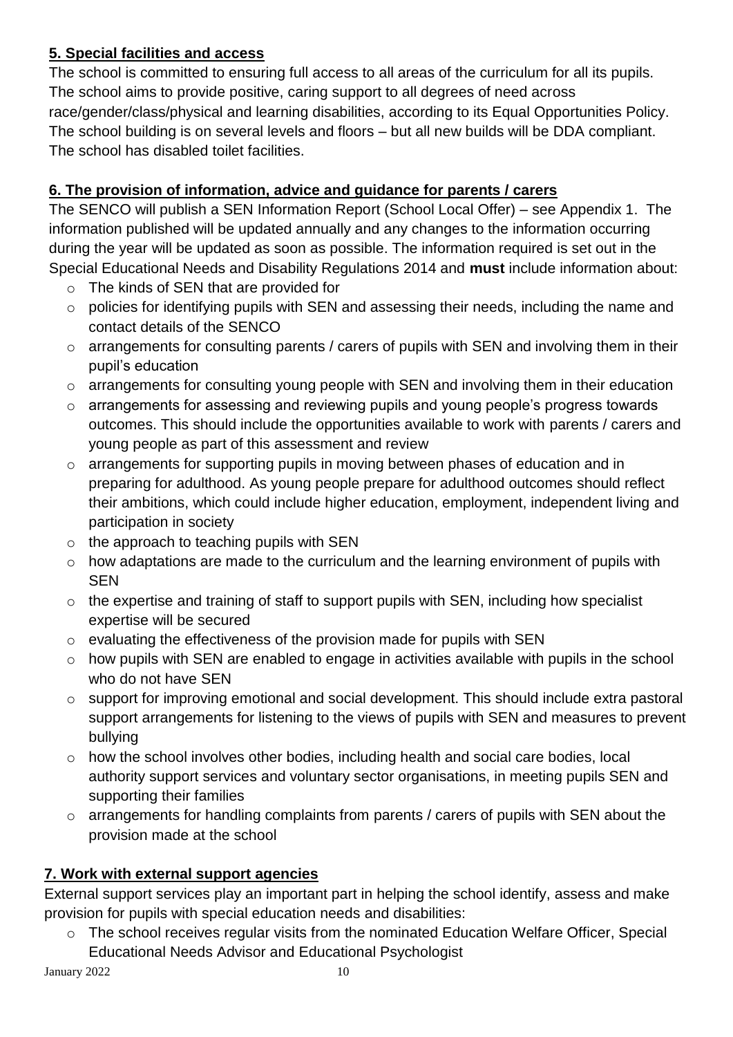## 5. Special facilities and access

The school is committed to ensuring full access to all areas of the curriculum for all its pupils. The school aims to provide positive, caring support to all degrees of need across race/gender/class/physical and learning disabilities, according to its Equal Opportunities Policy. The school building is on several levels and floors – but all new builds will be DDA compliant. The school has disabled toilet facilities.

## 6. The provision of information, advice and guidance for parents / carers

The SENCO will publish a SEN Information Report (School Local Offer) – see Appendix 1. The information published will be updated annually and any changes to the information occurring during the year will be updated as soon as possible. The information required is set out in the Special Educational Needs and Disability Regulations 2014 and **must** include information about:

- The kinds of SEN that are provided for
- policies for identifying pupils with SEN and assessing their needs, including the name and contact details of the SENCO
- arrangements for consulting parents / carers of pupils with SEN and involving them in their pupil's education
- arrangements for consulting young people with SEN and involving them in their education
- arrangements for assessing and reviewing pupils and young people's progress towards outcomes. This should include the opportunities available to work with parents / carers and young people as part of this assessment and review
- arrangements for supporting pupils in moving between phases of education and in preparing for adulthood. As young people prepare for adulthood outcomes should reflect their ambitions, which could include higher education, employment, independent living and participation in society
- the approach to teaching pupils with SEN
- how adaptations are made to the curriculum and the learning environment of pupils with SEN
- the expertise and training of staff to support pupils with SEN, including how specialist expertise will be secured
- evaluating the effectiveness of the provision made for pupils with SEN
- how pupils with SEN are enabled to engage in activities available with pupils in the school who do not have SEN
- support for improving emotional and social development. This should include extra pastoral support arrangements for listening to the views of pupils with SEN and measures to prevent bullying
- how the school involves other bodies, including health and social care bodies, local authority support services and voluntary sector organisations, in meeting pupils SEN and supporting their families
- arrangements for handling complaints from parents / carers of pupils with SEN about the provision made at the school

## 7. Work with external support agencies

External support services play an important part in helping the school identify, assess and make provision for pupils with special education needs and disabilities:

- The school receives regular visits from the nominated Education Welfare Officer, Special Educational Needs Advisor and Educational Psychologist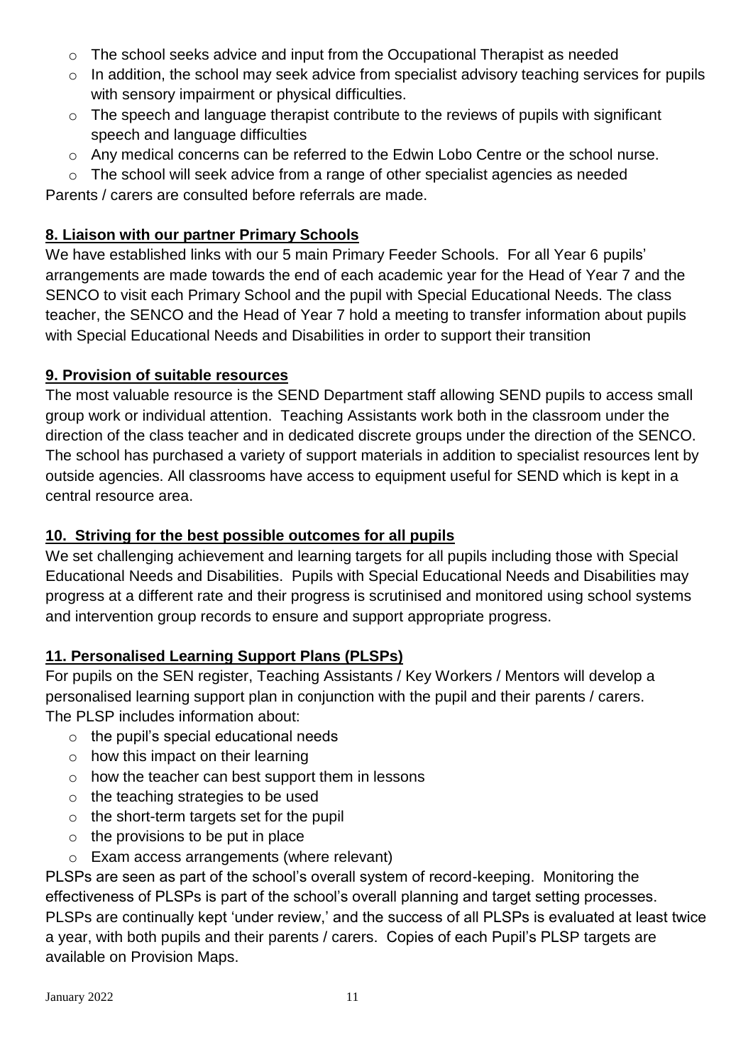- The school seeks advice and input from the Occupational Therapist as needed
- In addition, the school may seek advice from specialist advisory teaching services for pupils with sensory impairment or physical difficulties.
- The speech and language therapist contribute to the reviews of pupils with significant speech and language difficulties
- Any medical concerns can be referred to the Edwin Lobo Centre or the school nurse.
- The school will seek advice from a range of other specialist agencies as needed

Parents / carers are consulted before referrals are made.

## 8. Liaison with our partner Primary Schools

We have established links with our 5 main Primary Feeder Schools. For all Year 6 pupils' arrangements are made towards the end of each academic year for the Head of Year 7 and the SENCO to visit each Primary School and the pupil with Special Educational Needs. The class teacher, the SENCO and the Head of Year 7 hold a meeting to transfer information about pupils with Special Educational Needs and Disabilities in order to support their transition

## 9. Provision of suitable resources

The most valuable resource is the SEND Department staff allowing SEND pupils to access small group work or individual attention. Teaching Assistants work both in the classroom under the direction of the class teacher and in dedicated discrete groups under the direction of the SENCO. The school has purchased a variety of support materials in addition to specialist resources lent by outside agencies. All classrooms have access to equipment useful for SEND which is kept in a central resource area.

## 10. Striving for the best possible outcomes for all pupils

We set challenging achievement and learning targets for all pupils including those with Special Educational Needs and Disabilities. Pupils with Special Educational Needs and Disabilities may progress at a different rate and their progress is scrutinised and monitored using school systems and intervention group records to ensure and support appropriate progress.

## 11. Personalised Learning Support Plans (PLSPs)

For pupils on the SEN register, Teaching Assistants / Key Workers / Mentors will develop a personalised learning support plan in conjunction with the pupil and their parents / carers.
The PLSP includes information about:

- the pupil's special educational needs
- how this impact on their learning
- how the teacher can best support them in lessons
- the teaching strategies to be used
- the short-term targets set for the pupil
- the provisions to be put in place
- Exam access arrangements (where relevant)

PLSPs are seen as part of the school's overall system of record-keeping. Monitoring the effectiveness of PLSPs is part of the school's overall planning and target setting processes. PLSPs are continually kept 'under review,' and the success of all PLSPs is evaluated at least twice a year, with both pupils and their parents / carers. Copies of each Pupil's PLSP targets are available on Provision Maps.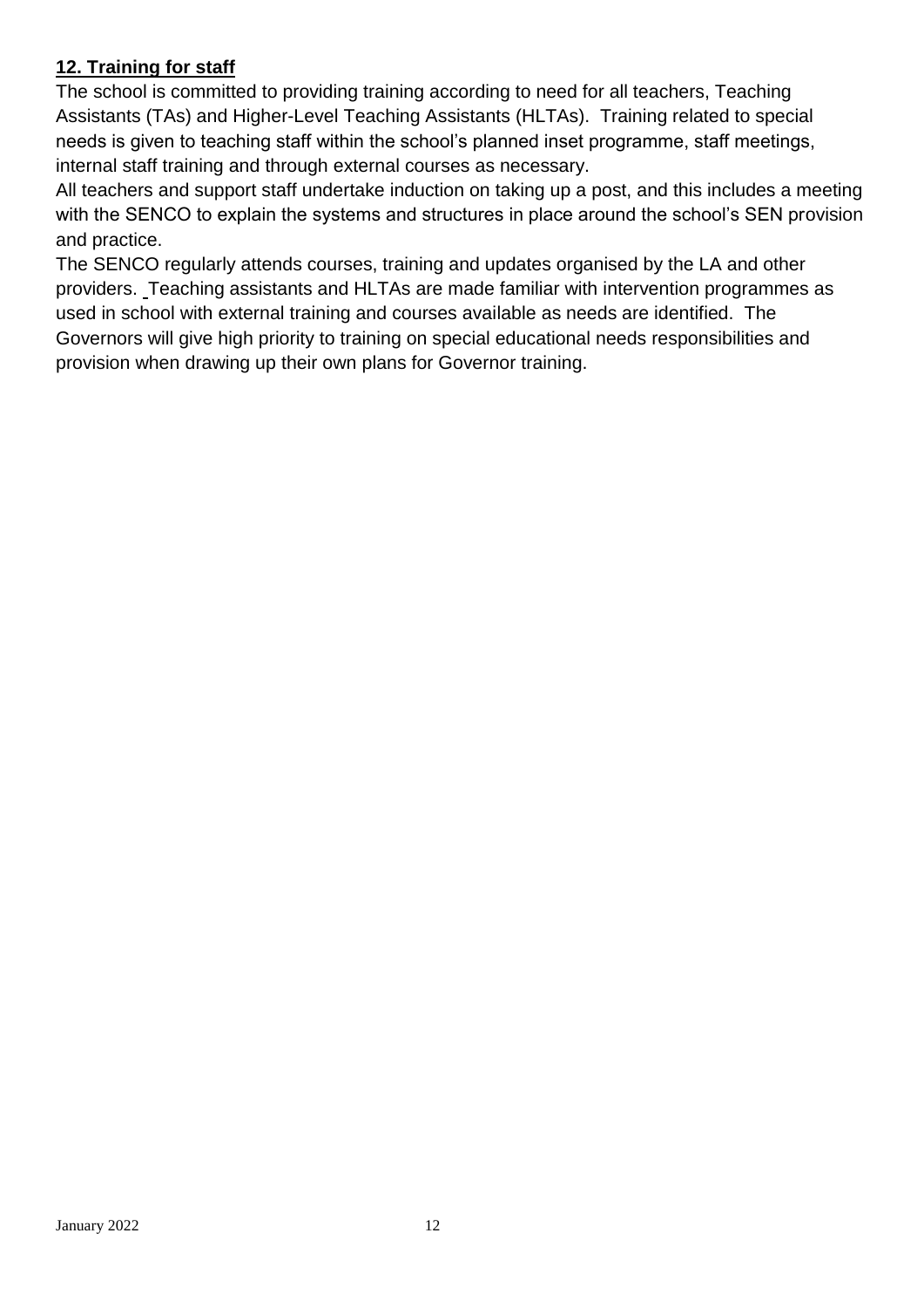## 12. Training for staff

The school is committed to providing training according to need for all teachers, Teaching Assistants (TAs) and Higher-Level Teaching Assistants (HLTAs). Training related to special needs is given to teaching staff within the school's planned inset programme, staff meetings, internal staff training and through external courses as necessary.

All teachers and support staff undertake induction on taking up a post, and this includes a meeting with the SENCO to explain the systems and structures in place around the school's SEN provision and practice.

The SENCO regularly attends courses, training and updates organised by the LA and other providers. Teaching assistants and HLTAs are made familiar with intervention programmes as used in school with external training and courses available as needs are identified. The Governors will give high priority to training on special educational needs responsibilities and provision when drawing up their own plans for Governor training.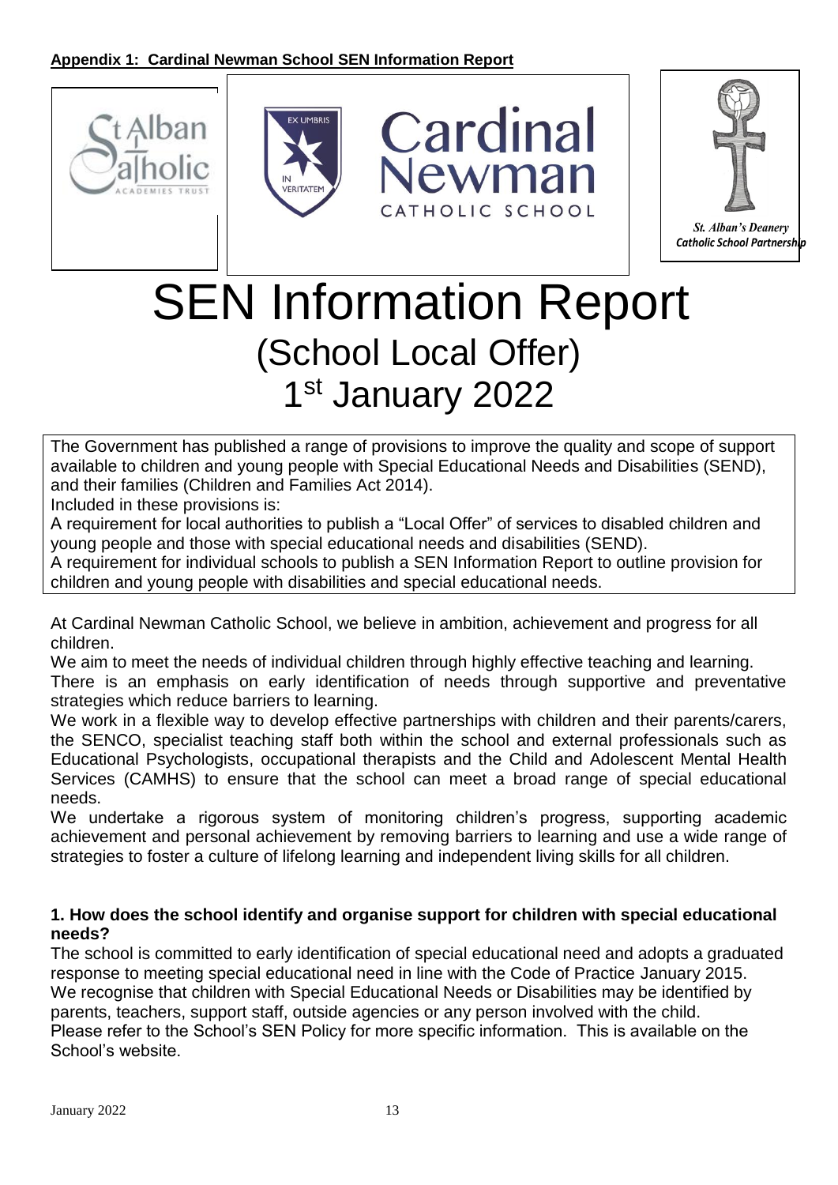**Appendix 1: Cardinal Newman School SEN Information Report**

St. Alban's Deanery
*Catholic School Partnership*

# SEN Information Report
## (School Local Offer)
## 1st January 2022

The Government has published a range of provisions to improve the quality and scope of support available to children and young people with Special Educational Needs and Disabilities (SEND), and their families (Children and Families Act 2014).
Included in these provisions is:
A requirement for local authorities to publish a "Local Offer" of services to disabled children and young people and those with special educational needs and disabilities (SEND).
A requirement for individual schools to publish a SEN Information Report to outline provision for children and young people with disabilities and special educational needs.

At Cardinal Newman Catholic School, we believe in ambition, achievement and progress for all children.
We aim to meet the needs of individual children through highly effective teaching and learning.
There is an emphasis on early identification of needs through supportive and preventative strategies which reduce barriers to learning.
We work in a flexible way to develop effective partnerships with children and their parents/carers, the SENCO, specialist teaching staff both within the school and external professionals such as Educational Psychologists, occupational therapists and the Child and Adolescent Mental Health Services (CAMHS) to ensure that the school can meet a broad range of special educational needs.
We undertake a rigorous system of monitoring children's progress, supporting academic achievement and personal achievement by removing barriers to learning and use a wide range of strategies to foster a culture of lifelong learning and independent living skills for all children.

**1. How does the school identify and organise support for children with special educational needs?**

The school is committed to early identification of special educational need and adopts a graduated response to meeting special educational need in line with the Code of Practice January 2015.
We recognise that children with Special Educational Needs or Disabilities may be identified by parents, teachers, support staff, outside agencies or any person involved with the child.
Please refer to the School's SEN Policy for more specific information. This is available on the School's website.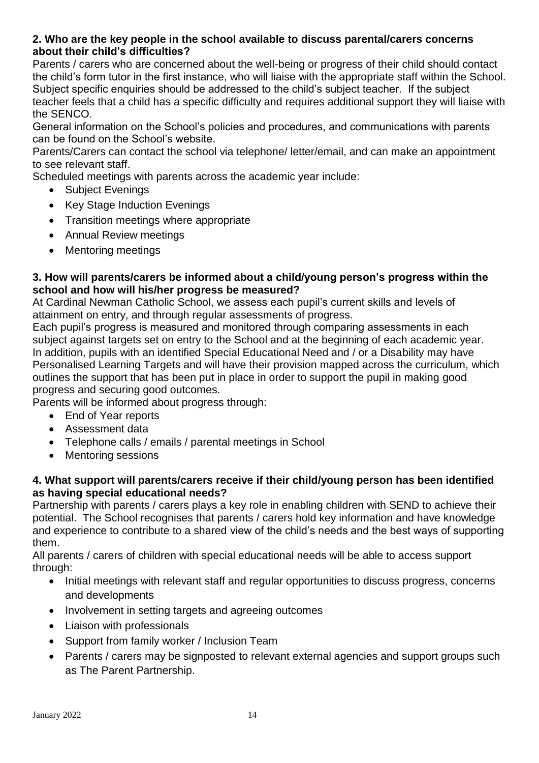**2. Who are the key people in the school available to discuss parental/carers concerns about their child's difficulties?**

Parents / carers who are concerned about the well-being or progress of their child should contact the child's form tutor in the first instance, who will liaise with the appropriate staff within the School. Subject specific enquiries should be addressed to the child's subject teacher. If the subject teacher feels that a child has a specific difficulty and requires additional support they will liaise with the SENCO.

General information on the School's policies and procedures, and communications with parents can be found on the School's website.

Parents/Carers can contact the school via telephone/ letter/email, and can make an appointment to see relevant staff.

Scheduled meetings with parents across the academic year include:

- Subject Evenings
- Key Stage Induction Evenings
- Transition meetings where appropriate
- Annual Review meetings
- Mentoring meetings

**3. How will parents/carers be informed about a child/young person's progress within the school and how will his/her progress be measured?**

At Cardinal Newman Catholic School, we assess each pupil's current skills and levels of attainment on entry, and through regular assessments of progress.

Each pupil's progress is measured and monitored through comparing assessments in each subject against targets set on entry to the School and at the beginning of each academic year.

In addition, pupils with an identified Special Educational Need and / or a Disability may have Personalised Learning Targets and will have their provision mapped across the curriculum, which outlines the support that has been put in place in order to support the pupil in making good progress and securing good outcomes.

Parents will be informed about progress through:

- End of Year reports
- Assessment data
- Telephone calls / emails / parental meetings in School
- Mentoring sessions

**4. What support will parents/carers receive if their child/young person has been identified as having special educational needs?**

Partnership with parents / carers plays a key role in enabling children with SEND to achieve their potential. The School recognises that parents / carers hold key information and have knowledge and experience to contribute to a shared view of the child's needs and the best ways of supporting them.

All parents / carers of children with special educational needs will be able to access support through:

- Initial meetings with relevant staff and regular opportunities to discuss progress, concerns and developments
- Involvement in setting targets and agreeing outcomes
- Liaison with professionals
- Support from family worker / Inclusion Team
- Parents / carers may be signposted to relevant external agencies and support groups such as The Parent Partnership.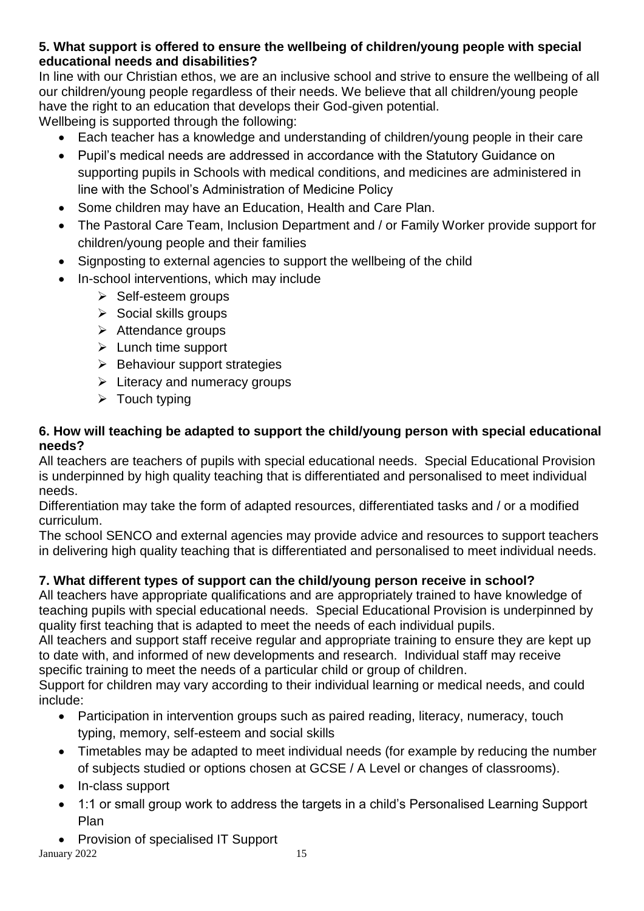**5. What support is offered to ensure the wellbeing of children/young people with special educational needs and disabilities?**

In line with our Christian ethos, we are an inclusive school and strive to ensure the wellbeing of all our children/young people regardless of their needs. We believe that all children/young people have the right to an education that develops their God-given potential.

Wellbeing is supported through the following:

- Each teacher has a knowledge and understanding of children/young people in their care
- Pupil's medical needs are addressed in accordance with the Statutory Guidance on supporting pupils in Schools with medical conditions, and medicines are administered in line with the School's Administration of Medicine Policy
- Some children may have an Education, Health and Care Plan.
- The Pastoral Care Team, Inclusion Department and / or Family Worker provide support for children/young people and their families
- Signposting to external agencies to support the wellbeing of the child
- In-school interventions, which may include
  - Self-esteem groups
  - Social skills groups
  - Attendance groups
  - Lunch time support
  - Behaviour support strategies
  - Literacy and numeracy groups
  - Touch typing

**6. How will teaching be adapted to support the child/young person with special educational needs?**

All teachers are teachers of pupils with special educational needs. Special Educational Provision is underpinned by high quality teaching that is differentiated and personalised to meet individual needs.

Differentiation may take the form of adapted resources, differentiated tasks and / or a modified curriculum.

The school SENCO and external agencies may provide advice and resources to support teachers in delivering high quality teaching that is differentiated and personalised to meet individual needs.

**7. What different types of support can the child/young person receive in school?**

All teachers have appropriate qualifications and are appropriately trained to have knowledge of teaching pupils with special educational needs. Special Educational Provision is underpinned by quality first teaching that is adapted to meet the needs of each individual pupils.

All teachers and support staff receive regular and appropriate training to ensure they are kept up to date with, and informed of new developments and research. Individual staff may receive specific training to meet the needs of a particular child or group of children.

Support for children may vary according to their individual learning or medical needs, and could include:

- Participation in intervention groups such as paired reading, literacy, numeracy, touch typing, memory, self-esteem and social skills
- Timetables may be adapted to meet individual needs (for example by reducing the number of subjects studied or options chosen at GCSE / A Level or changes of classrooms).
- In-class support
- 1:1 or small group work to address the targets in a child's Personalised Learning Support Plan
- Provision of specialised IT Support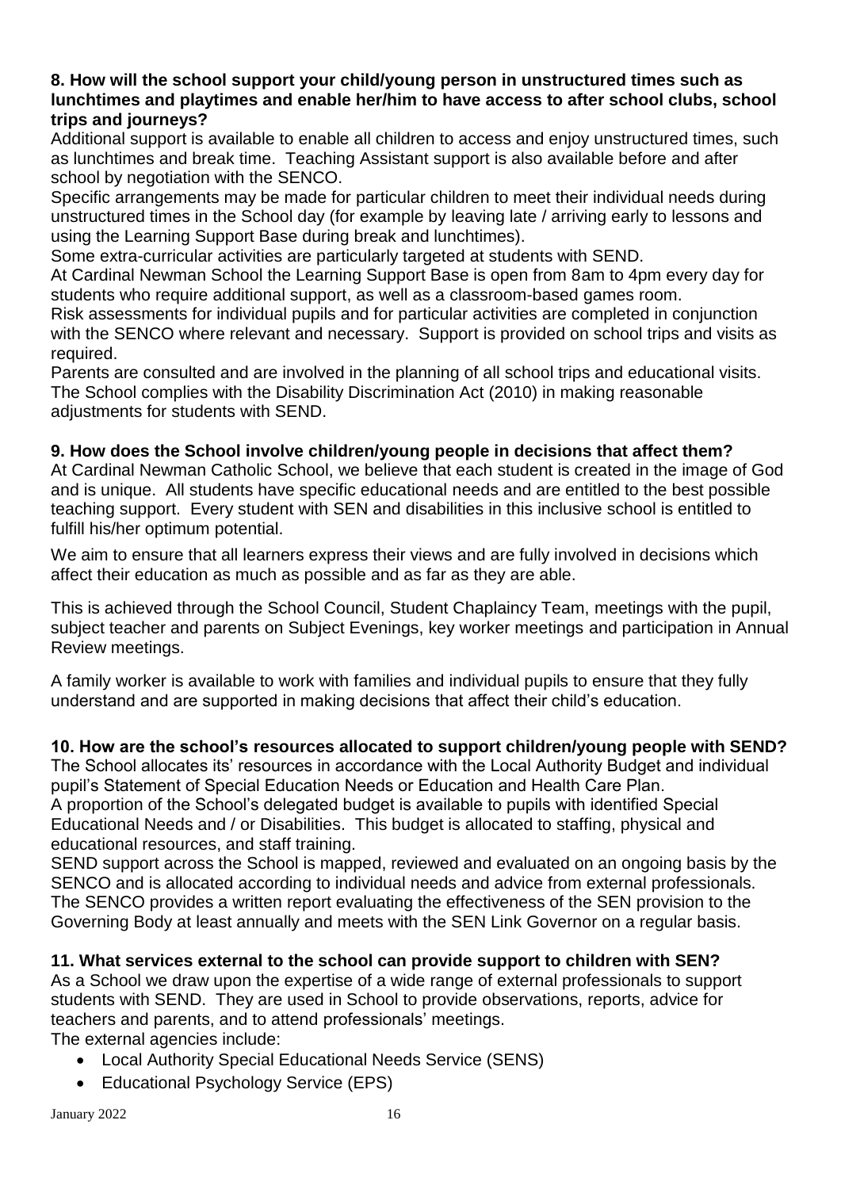**8. How will the school support your child/young person in unstructured times such as lunchtimes and playtimes and enable her/him to have access to after school clubs, school trips and journeys?**

Additional support is available to enable all children to access and enjoy unstructured times, such as lunchtimes and break time. Teaching Assistant support is also available before and after school by negotiation with the SENCO.

Specific arrangements may be made for particular children to meet their individual needs during unstructured times in the School day (for example by leaving late / arriving early to lessons and using the Learning Support Base during break and lunchtimes).

Some extra-curricular activities are particularly targeted at students with SEND.

At Cardinal Newman School the Learning Support Base is open from 8am to 4pm every day for students who require additional support, as well as a classroom-based games room.

Risk assessments for individual pupils and for particular activities are completed in conjunction with the SENCO where relevant and necessary. Support is provided on school trips and visits as required.

Parents are consulted and are involved in the planning of all school trips and educational visits. The School complies with the Disability Discrimination Act (2010) in making reasonable adjustments for students with SEND.

**9. How does the School involve children/young people in decisions that affect them?**

At Cardinal Newman Catholic School, we believe that each student is created in the image of God and is unique. All students have specific educational needs and are entitled to the best possible teaching support. Every student with SEN and disabilities in this inclusive school is entitled to fulfill his/her optimum potential.

We aim to ensure that all learners express their views and are fully involved in decisions which affect their education as much as possible and as far as they are able.

This is achieved through the School Council, Student Chaplaincy Team, meetings with the pupil, subject teacher and parents on Subject Evenings, key worker meetings and participation in Annual Review meetings.

A family worker is available to work with families and individual pupils to ensure that they fully understand and are supported in making decisions that affect their child's education.

**10. How are the school's resources allocated to support children/young people with SEND?**

The School allocates its' resources in accordance with the Local Authority Budget and individual pupil's Statement of Special Education Needs or Education and Health Care Plan.

A proportion of the School's delegated budget is available to pupils with identified Special Educational Needs and / or Disabilities. This budget is allocated to staffing, physical and educational resources, and staff training.

SEND support across the School is mapped, reviewed and evaluated on an ongoing basis by the SENCO and is allocated according to individual needs and advice from external professionals. The SENCO provides a written report evaluating the effectiveness of the SEN provision to the Governing Body at least annually and meets with the SEN Link Governor on a regular basis.

**11. What services external to the school can provide support to children with SEN?**

As a School we draw upon the expertise of a wide range of external professionals to support students with SEND. They are used in School to provide observations, reports, advice for teachers and parents, and to attend professionals' meetings.

The external agencies include:

- Local Authority Special Educational Needs Service (SENS)
- Educational Psychology Service (EPS)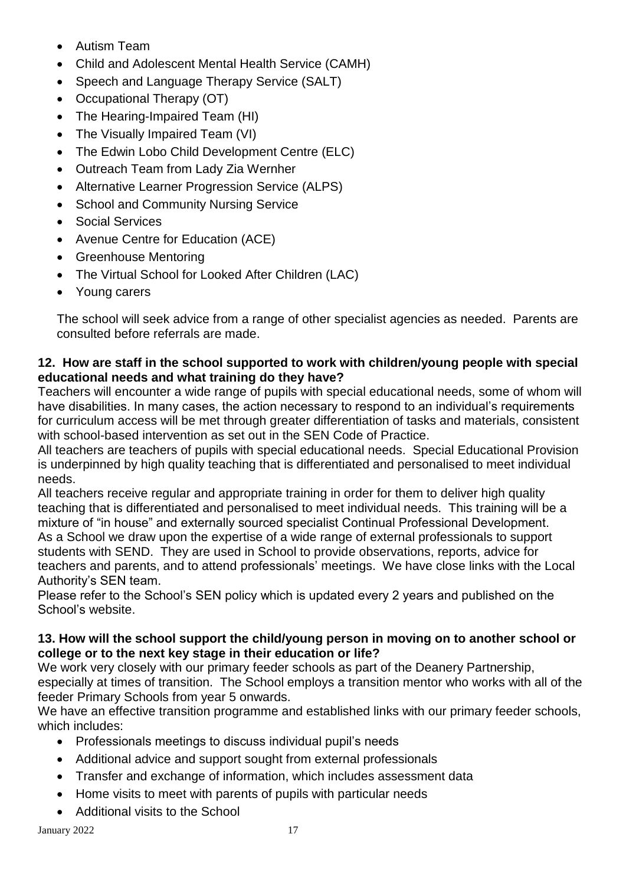- Autism Team
- Child and Adolescent Mental Health Service (CAMH)
- Speech and Language Therapy Service (SALT)
- Occupational Therapy (OT)
- The Hearing-Impaired Team (HI)
- The Visually Impaired Team (VI)
- The Edwin Lobo Child Development Centre (ELC)
- Outreach Team from Lady Zia Wernher
- Alternative Learner Progression Service (ALPS)
- School and Community Nursing Service
- Social Services
- Avenue Centre for Education (ACE)
- Greenhouse Mentoring
- The Virtual School for Looked After Children (LAC)
- Young carers

The school will seek advice from a range of other specialist agencies as needed. Parents are consulted before referrals are made.

**12. How are staff in the school supported to work with children/young people with special educational needs and what training do they have?**

Teachers will encounter a wide range of pupils with special educational needs, some of whom will have disabilities. In many cases, the action necessary to respond to an individual's requirements for curriculum access will be met through greater differentiation of tasks and materials, consistent with school-based intervention as set out in the SEN Code of Practice.

All teachers are teachers of pupils with special educational needs. Special Educational Provision is underpinned by high quality teaching that is differentiated and personalised to meet individual needs.

All teachers receive regular and appropriate training in order for them to deliver high quality teaching that is differentiated and personalised to meet individual needs. This training will be a mixture of "in house" and externally sourced specialist Continual Professional Development.

As a School we draw upon the expertise of a wide range of external professionals to support students with SEND. They are used in School to provide observations, reports, advice for teachers and parents, and to attend professionals' meetings. We have close links with the Local Authority's SEN team.

Please refer to the School's SEN policy which is updated every 2 years and published on the School's website.

**13. How will the school support the child/young person in moving on to another school or college or to the next key stage in their education or life?**

We work very closely with our primary feeder schools as part of the Deanery Partnership, especially at times of transition. The School employs a transition mentor who works with all of the feeder Primary Schools from year 5 onwards.

We have an effective transition programme and established links with our primary feeder schools, which includes:

- Professionals meetings to discuss individual pupil's needs
- Additional advice and support sought from external professionals
- Transfer and exchange of information, which includes assessment data
- Home visits to meet with parents of pupils with particular needs
- Additional visits to the School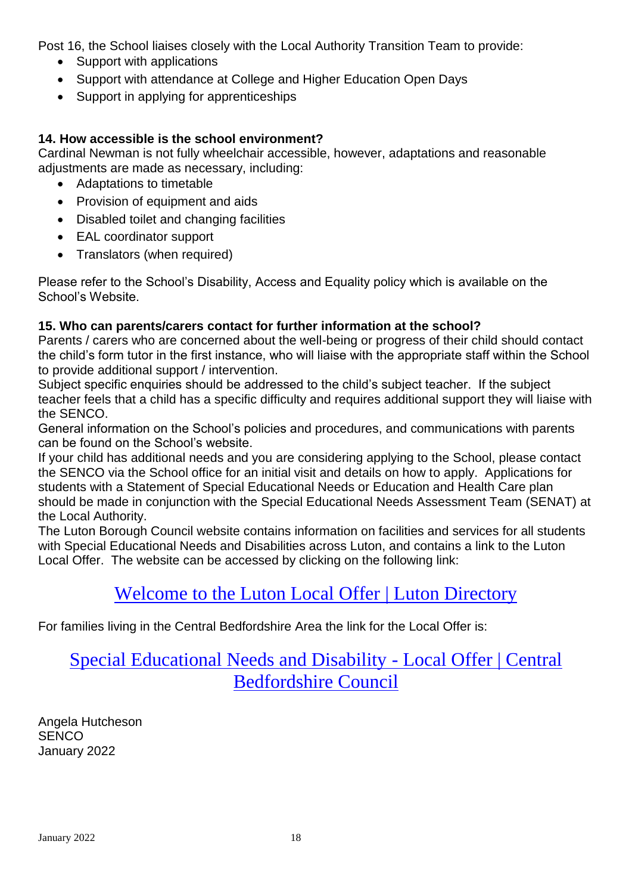Post 16, the School liaises closely with the Local Authority Transition Team to provide:

- Support with applications
- Support with attendance at College and Higher Education Open Days
- Support in applying for apprenticeships

**14. How accessible is the school environment?**

Cardinal Newman is not fully wheelchair accessible, however, adaptations and reasonable adjustments are made as necessary, including:

- Adaptations to timetable
- Provision of equipment and aids
- Disabled toilet and changing facilities
- EAL coordinator support
- Translators (when required)

Please refer to the School's Disability, Access and Equality policy which is available on the School's Website.

**15. Who can parents/carers contact for further information at the school?**

Parents / carers who are concerned about the well-being or progress of their child should contact the child's form tutor in the first instance, who will liaise with the appropriate staff within the School to provide additional support / intervention.

Subject specific enquiries should be addressed to the child's subject teacher. If the subject teacher feels that a child has a specific difficulty and requires additional support they will liaise with the SENCO.

General information on the School's policies and procedures, and communications with parents can be found on the School's website.

If your child has additional needs and you are considering applying to the School, please contact the SENCO via the School office for an initial visit and details on how to apply. Applications for students with a Statement of Special Educational Needs or Education and Health Care plan should be made in conjunction with the Special Educational Needs Assessment Team (SENAT) at the Local Authority.

The Luton Borough Council website contains information on facilities and services for all students with Special Educational Needs and Disabilities across Luton, and contains a link to the Luton Local Offer. The website can be accessed by clicking on the following link:

Welcome to the Luton Local Offer | Luton Directory

For families living in the Central Bedfordshire Area the link for the Local Offer is:

Special Educational Needs and Disability - Local Offer | Central Bedfordshire Council

Angela Hutcheson
SENCO
January 2022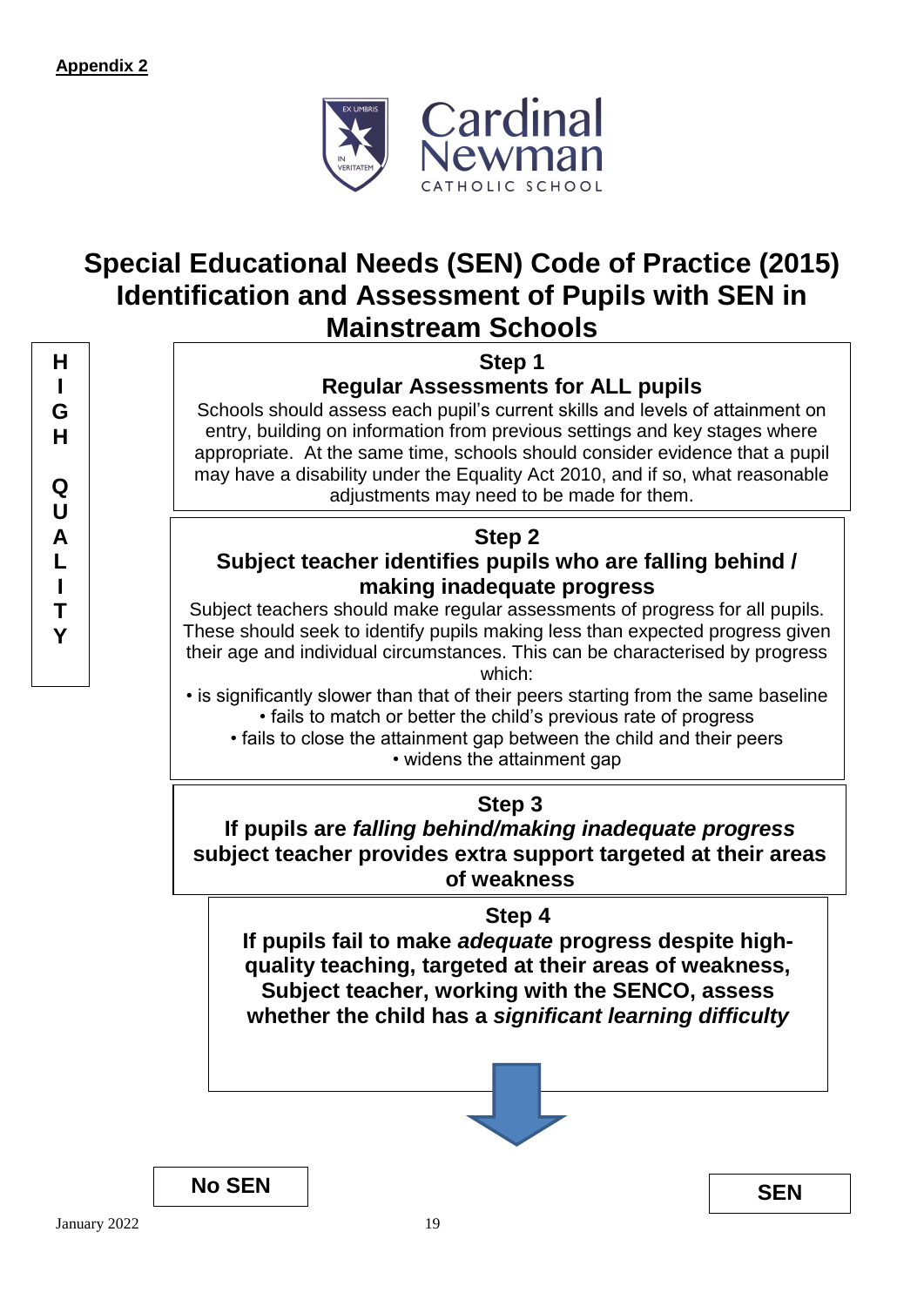**Appendix 2**

Cardinal Newman
CATHOLIC SCHOOL

# Special Educational Needs (SEN) Code of Practice (2015) Identification and Assessment of Pupils with SEN in Mainstream Schools

HIGH QUALITY

### Step 1
### Regular Assessments for ALL pupils

Schools should assess each pupil's current skills and levels of attainment on entry, building on information from previous settings and key stages where appropriate. At the same time, schools should consider evidence that a pupil may have a disability under the Equality Act 2010, and if so, what reasonable adjustments may need to be made for them.

### Step 2
### Subject teacher identifies pupils who are falling behind / making inadequate progress

Subject teachers should make regular assessments of progress for all pupils. These should seek to identify pupils making less than expected progress given their age and individual circumstances. This can be characterised by progress which:

- is significantly slower than that of their peers starting from the same baseline
- fails to match or better the child's previous rate of progress
- fails to close the attainment gap between the child and their peers
- widens the attainment gap

### Step 3
### If pupils are *falling behind/making inadequate progress* subject teacher provides extra support targeted at their areas of weakness

### Step 4
### If pupils fail to make *adequate* progress despite high-quality teaching, targeted at their areas of weakness, Subject teacher, working with the SENCO, assess whether the child has a *significant learning difficulty*

**No SEN**

**SEN**